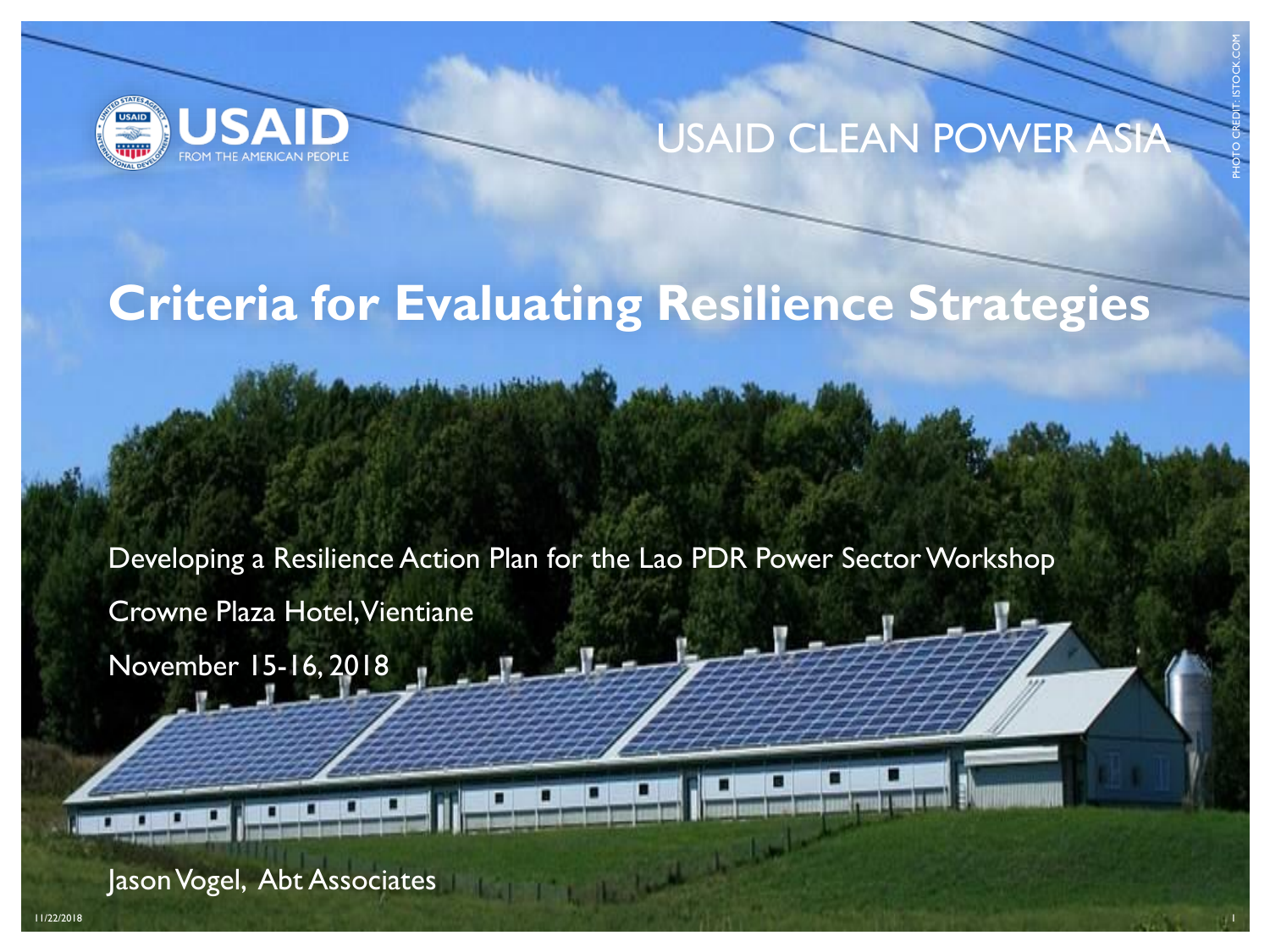USAID
FROM THE AMERICAN PEOPLE

USAID CLEAN POWER ASIA

# Criteria for Evaluating Resilience Strategies

Developing a Resilience Action Plan for the Lao PDR Power Sector Workshop

Crowne Plaza Hotel, Vientiane

November 15-16, 2018

Jason Vogel, Abt Associates

PHOTO CREDIT: ISTOCK.COM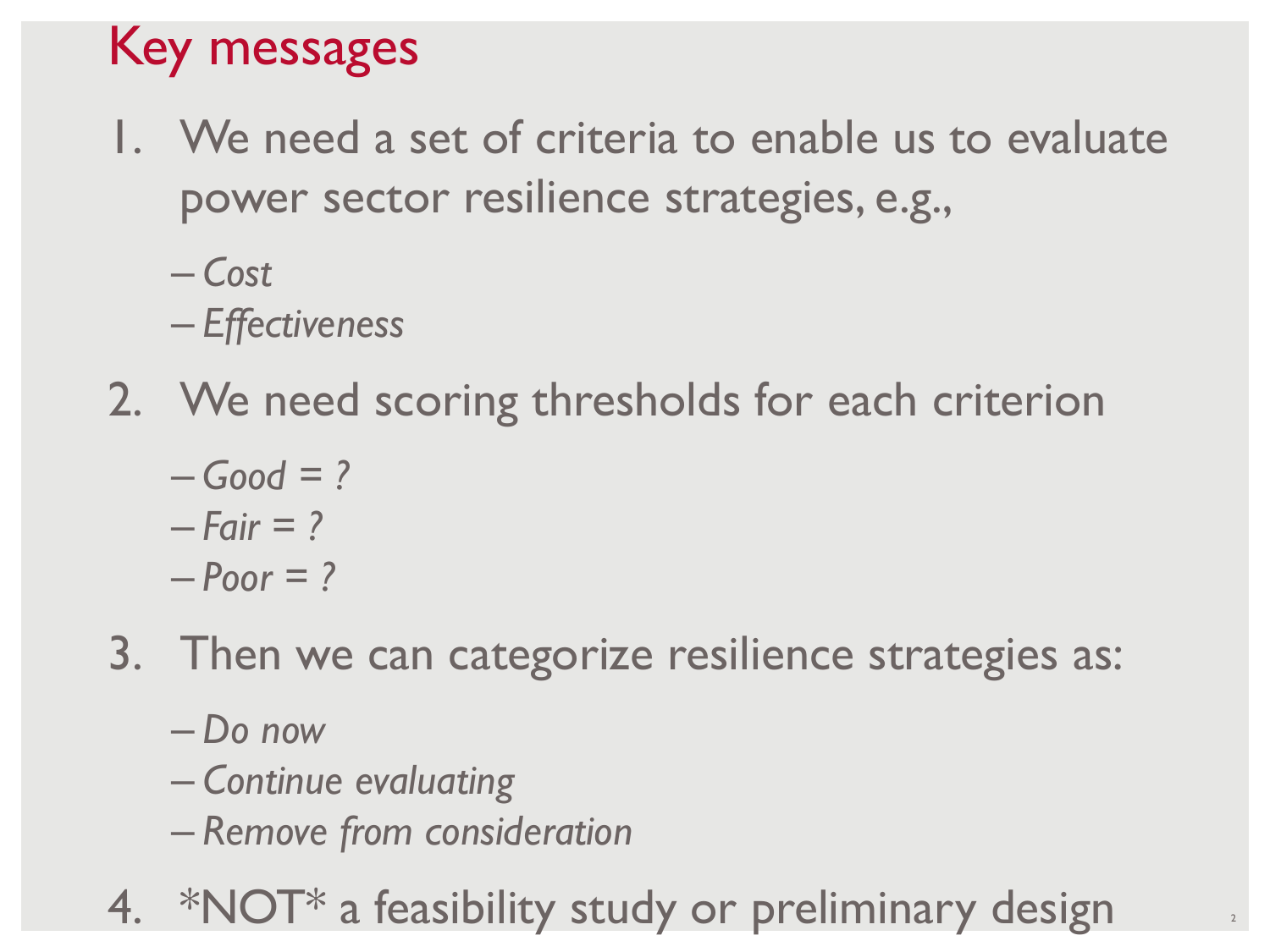# Key messages

1. We need a set of criteria to enable us to evaluate power sector resilience strategies, e.g.,
   - *Cost*
   - *Effectiveness*
2. We need scoring thresholds for each criterion
   - *Good = ?*
   - *Fair = ?*
   - *Poor = ?*
3. Then we can categorize resilience strategies as:
   - *Do now*
   - *Continue evaluating*
   - *Remove from consideration*
4. *NOT* a feasibility study or preliminary design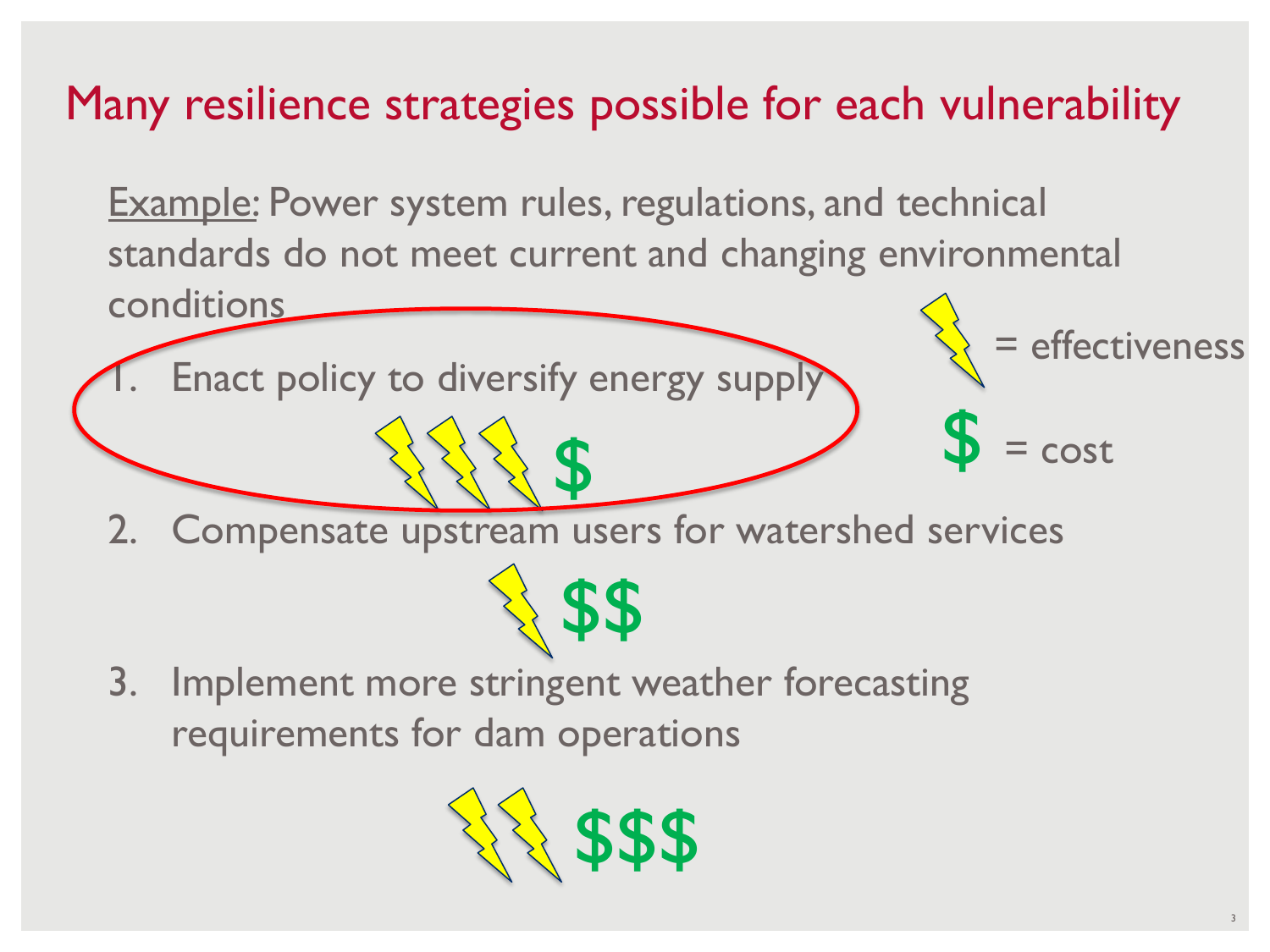# Many resilience strategies possible for each vulnerability

<u>Example</u>: Power system rules, regulations, and technical standards do not meet current and changing environmental conditions

⚡ = effectiveness

$ = cost

1. Enact policy to diversify energy supply

   ⚡⚡⚡ $

2. Compensate upstream users for watershed services

   ⚡ $$

3. Implement more stringent weather forecasting requirements for dam operations

   ⚡⚡ $$$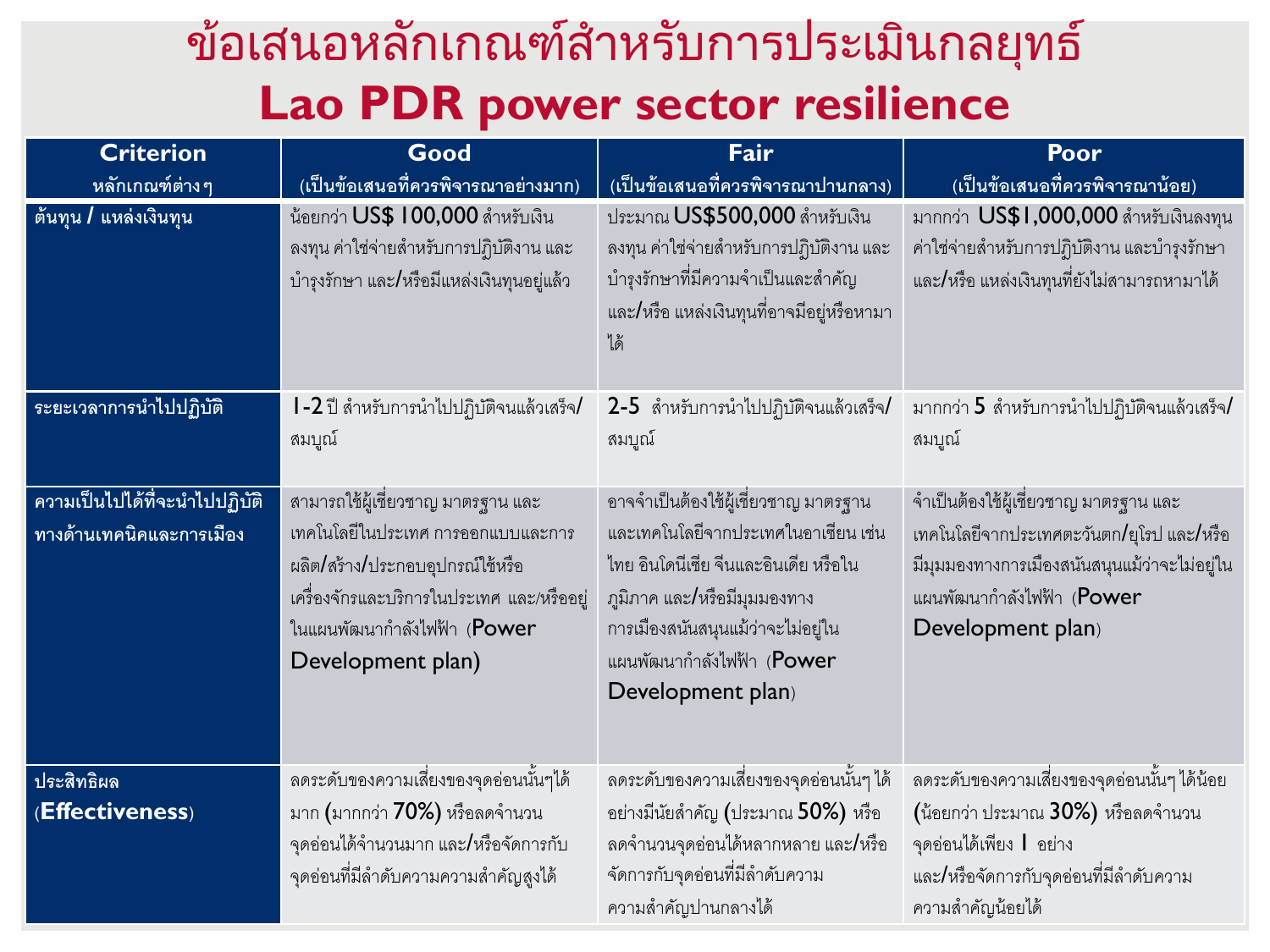# ข้อเสนอหลักเกณฑ์สำหรับการประเมินกลยุทธ์ Lao PDR power sector resilience

| Criterion<br>หลักเกณฑ์ต่างๆ | Good<br>(เป็นข้อเสนอที่ควรพิจารณาอย่างมาก) | Fair<br>(เป็นข้อเสนอที่ควรพิจารณาปานกลาง) | Poor<br>(เป็นข้อเสนอที่ควรพิจารณาน้อย) |
|---|---|---|---|
| ต้นทุน / แหล่งเงินทุน | น้อยกว่า US$ 100,000 สำหรับเงินลงทุน ค่าใช่จ่ายสำหรับการปฏิบัติงาน และบำรุงรักษา และ/หรือมีแหล่งเงินทุนอยู่แล้ว | ประมาณ US$500,000 สำหรับเงินลงทุน ค่าใช่จ่ายสำหรับการปฏิบัติงาน และบำรุงรักษาที่มีความจำเป็นและสำคัญ และ/หรือ แหล่งเงินทุนที่อาจมีอยู่หรือหามาได้ | มากกว่า US$1,000,000 สำหรับเงินลงทุน ค่าใช่จ่ายสำหรับการปฏิบัติงาน และบำรุงรักษา และ/หรือ แหล่งเงินทุนที่ยังไม่สามารถหามาได้ |
| ระยะเวลาการนำไปปฏิบัติ | 1-2 ปี สำหรับการนำไปปฏิบัติจนแล้วเสร็จ/สมบูณ์ | 2-5 สำหรับการนำไปปฏิบัติจนแล้วเสร็จ/สมบูณ์ | มากกว่า 5 สำหรับการนำไปปฏิบัติจนแล้วเสร็จ/สมบูณ์ |
| ความเป็นไปได้ที่จะนำไปปฏิบัติทางด้านเทคนิคและการเมือง | สามารถใช้ผู้เชี่ยวชาญ มาตรฐาน และเทคโนโลยีในประเทศ การออกแบบและการผลิต/สร้าง/ประกอบอุปกรณ์ใช้หรือเครื่องจักรและบริการในประเทศ และ/หรืออยู่ในแผนพัฒนากำลังไฟฟ้า (Power Development plan) | อาจจำเป็นต้องใช้ผู้เชี่ยวชาญ มาตรฐาน และเทคโนโลยีจากประเทศในอาเซียน เช่น ไทย อินโดนีเซีย จีนและอินเดีย หรือในภูมิภาค และ/หรือมีมุมมองทางการเมืองสนันสนุนแม้ว่าจะไม่อยู่ในแผนพัฒนากำลังไฟฟ้า (Power Development plan) | จำเป็นต้องใช้ผู้เชี่ยวชาญ มาตรฐาน และเทคโนโลยีจากประเทศตะวันตก/ยุโรป และ/หรือมีมุมมองทางการเมืองสนันสนุนแม้ว่าจะไม่อยู่ในแผนพัฒนากำลังไฟฟ้า (Power Development plan) |
| ประสิทธิผล (Effectiveness) | ลดระดับของความเสี่ยงของจุดอ่อนนั้นๆได้มาก (มากกว่า 70%) หรือลดจำนวนจุดอ่อนได้จำนวนมาก และ/หรือจัดการกับจุดอ่อนที่มีลำดับความความสำคัญสูงได้ | ลดระดับของความเสี่ยงของจุดอ่อนนั้นๆ ได้อย่างมีนัยสำคัญ (ประมาณ 50%) หรือลดจำนวนจุดอ่อนได้หลากหลาย และ/หรือจัดการกับจุดอ่อนที่มีลำดับความความสำคัญปานกลางได้ | ลดระดับของความเสี่ยงของจุดอ่อนนั้นๆ ได้น้อย (น้อยกว่า ประมาณ 30%) หรือลดจำนวนจุดอ่อนได้เพียง 1 อย่าง และ/หรือจัดการกับจุดอ่อนที่มีลำดับความความสำคัญน้อยได้ |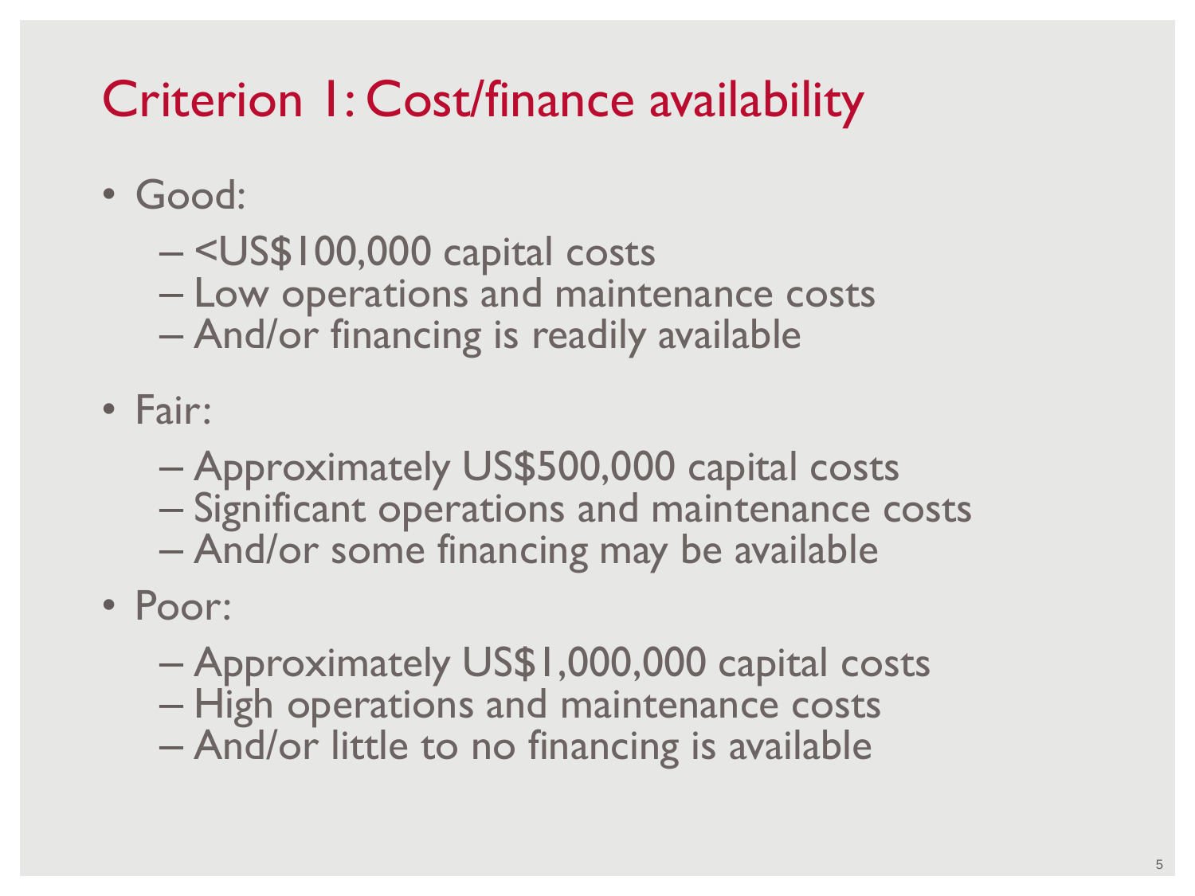# Criterion 1: Cost/finance availability

- Good:
  - <US$100,000 capital costs
  - Low operations and maintenance costs
  - And/or financing is readily available
- Fair:
  - Approximately US$500,000 capital costs
  - Significant operations and maintenance costs
  - And/or some financing may be available
- Poor:
  - Approximately US$1,000,000 capital costs
  - High operations and maintenance costs
  - And/or little to no financing is available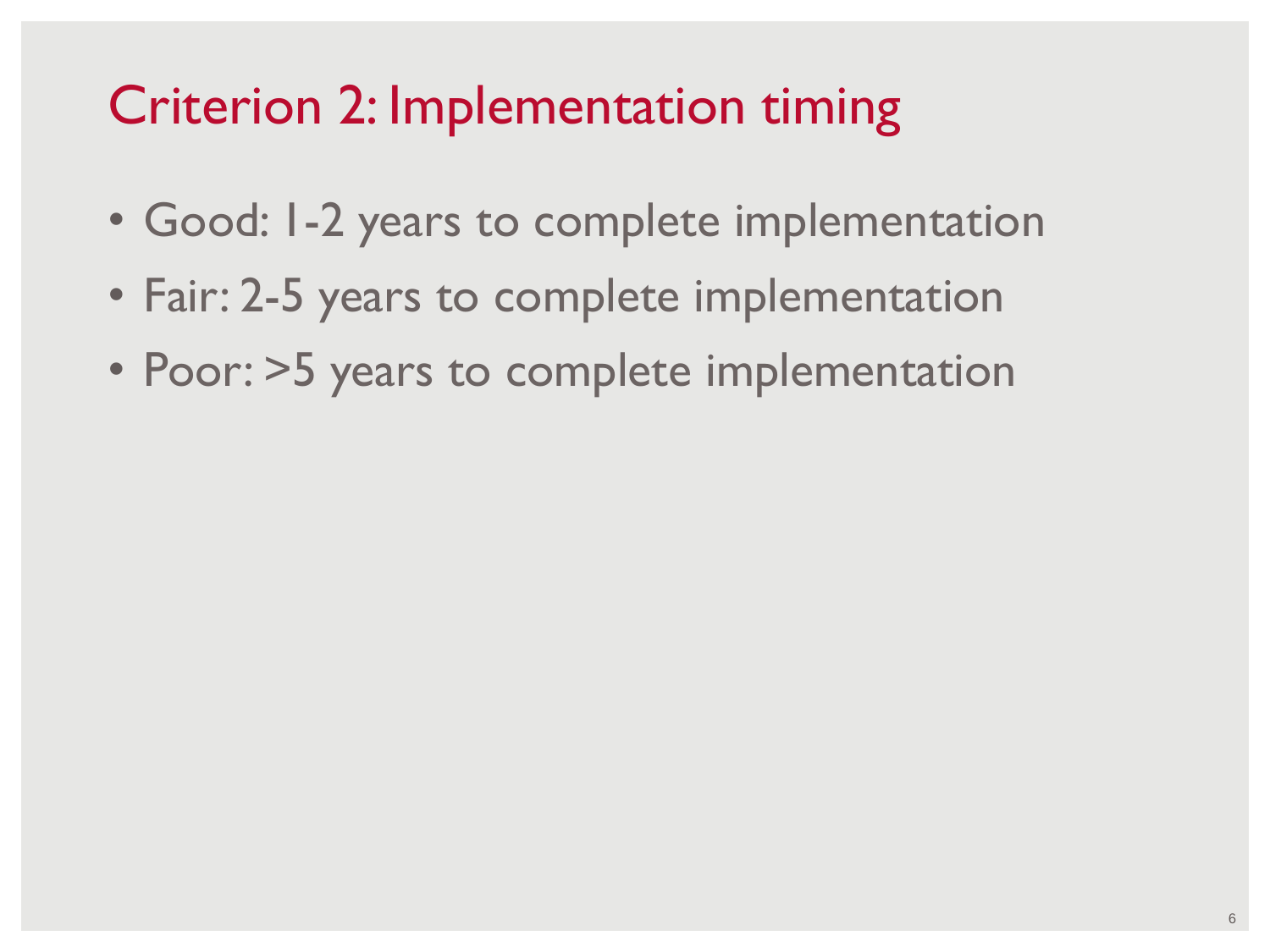# Criterion 2: Implementation timing

- Good: 1-2 years to complete implementation
- Fair: 2-5 years to complete implementation
- Poor: >5 years to complete implementation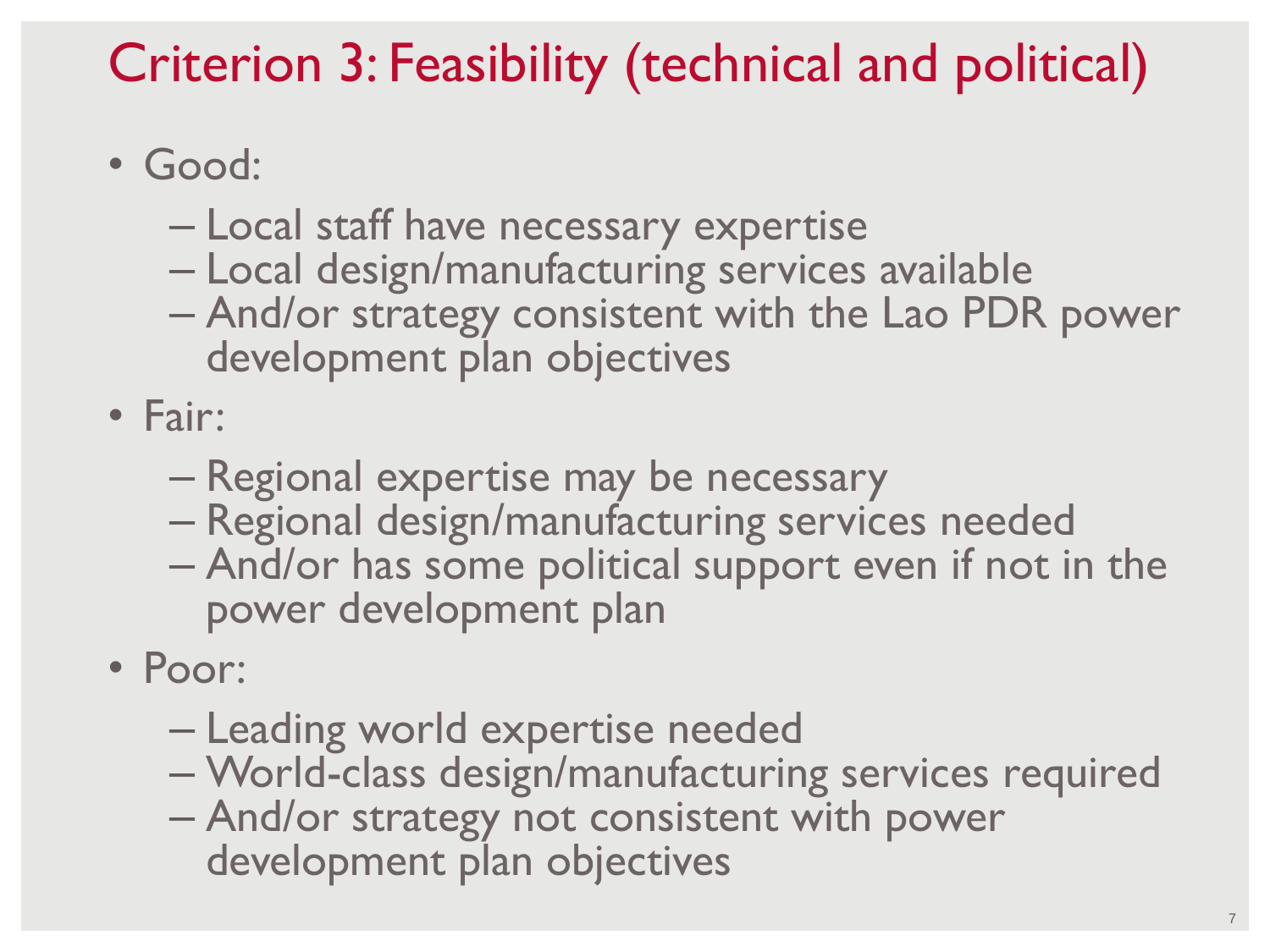# Criterion 3: Feasibility (technical and political)

- Good:
  - Local staff have necessary expertise
  - Local design/manufacturing services available
  - And/or strategy consistent with the Lao PDR power development plan objectives
- Fair:
  - Regional expertise may be necessary
  - Regional design/manufacturing services needed
  - And/or has some political support even if not in the power development plan
- Poor:
  - Leading world expertise needed
  - World-class design/manufacturing services required
  - And/or strategy not consistent with power development plan objectives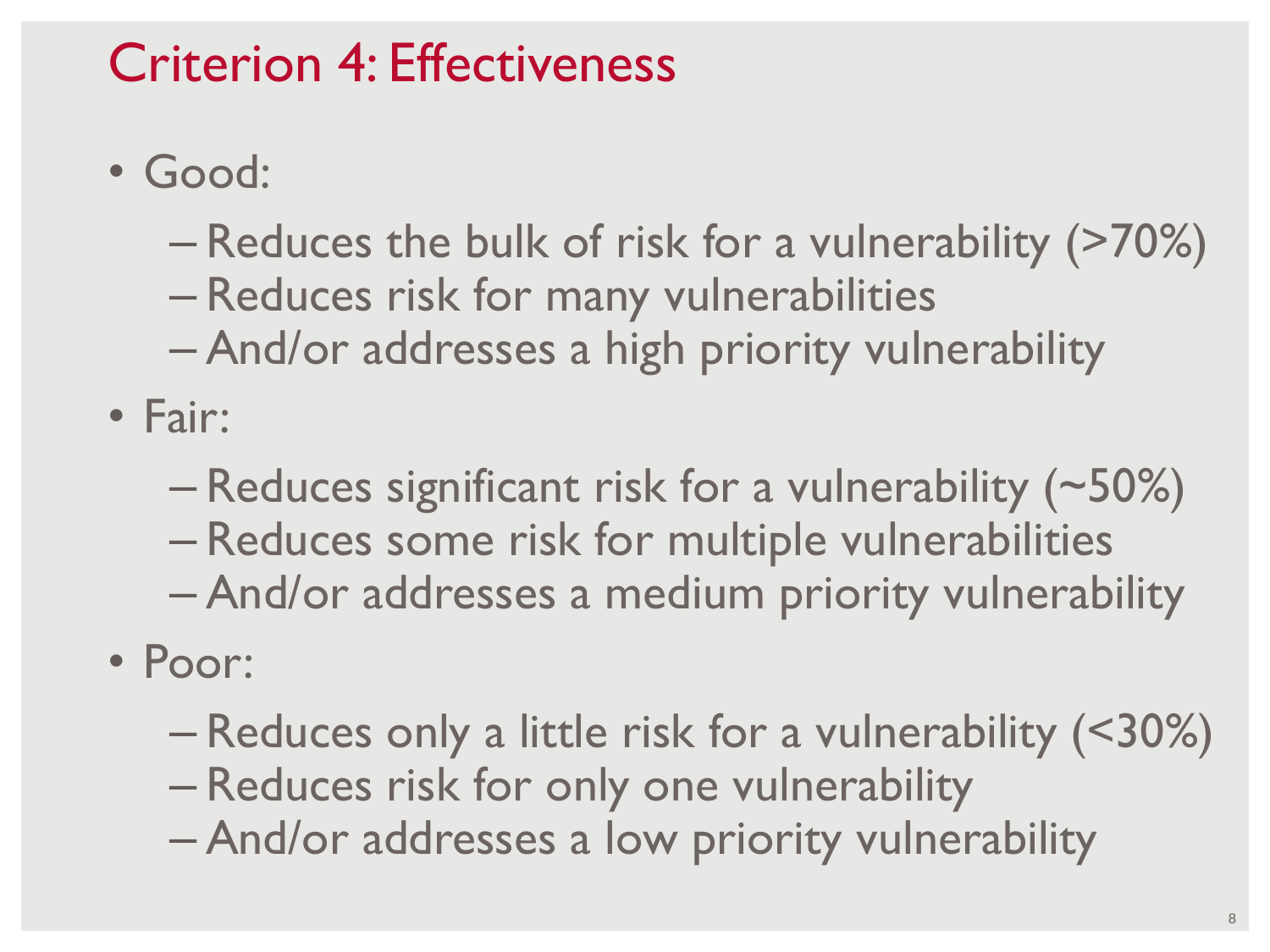# Criterion 4: Effectiveness

- Good:
  - Reduces the bulk of risk for a vulnerability (>70%)
  - Reduces risk for many vulnerabilities
  - And/or addresses a high priority vulnerability
- Fair:
  - Reduces significant risk for a vulnerability (~50%)
  - Reduces some risk for multiple vulnerabilities
  - And/or addresses a medium priority vulnerability
- Poor:
  - Reduces only a little risk for a vulnerability (<30%)
  - Reduces risk for only one vulnerability
  - And/or addresses a low priority vulnerability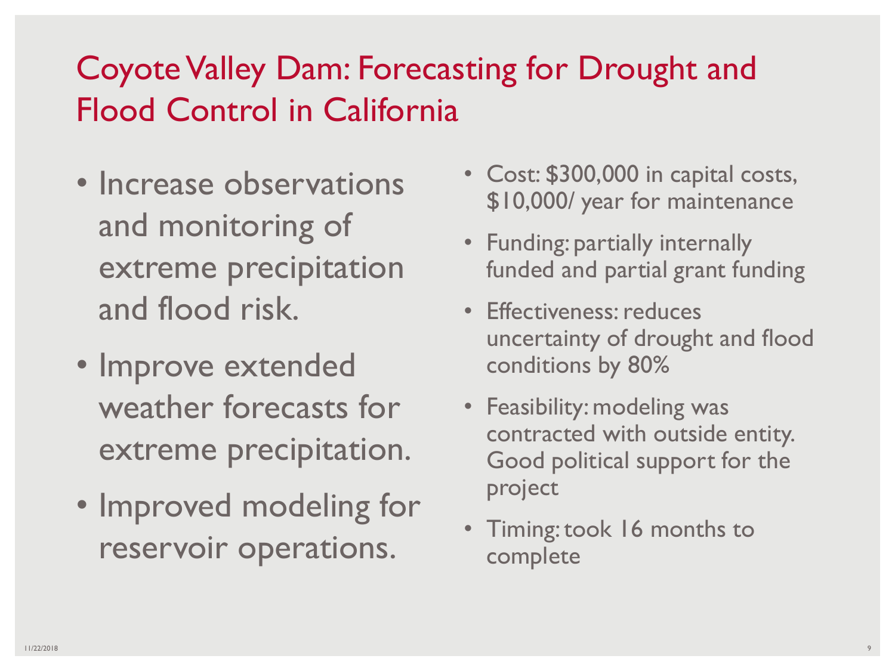# Coyote Valley Dam: Forecasting for Drought and Flood Control in California

- Increase observations and monitoring of extreme precipitation and flood risk.
- Improve extended weather forecasts for extreme precipitation.
- Improved modeling for reservoir operations.

- Cost: $300,000 in capital costs, $10,000/ year for maintenance
- Funding: partially internally funded and partial grant funding
- Effectiveness: reduces uncertainty of drought and flood conditions by 80%
- Feasibility: modeling was contracted with outside entity. Good political support for the project
- Timing: took 16 months to complete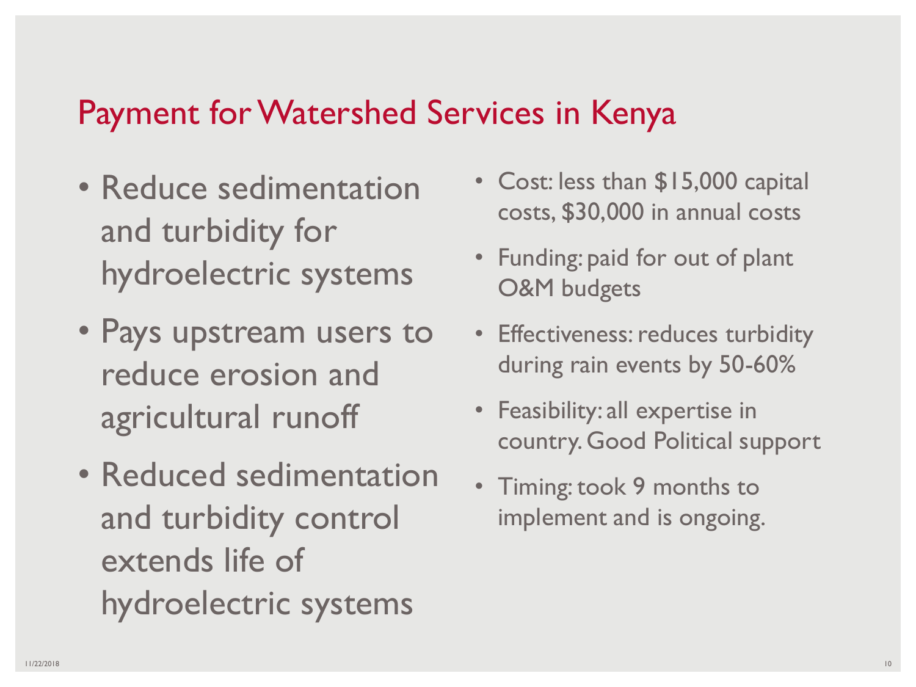# Payment for Watershed Services in Kenya

- Reduce sedimentation and turbidity for hydroelectric systems
- Pays upstream users to reduce erosion and agricultural runoff
- Reduced sedimentation and turbidity control extends life of hydroelectric systems

- Cost: less than $15,000 capital costs, $30,000 in annual costs
- Funding: paid for out of plant O&M budgets
- Effectiveness: reduces turbidity during rain events by 50-60%
- Feasibility: all expertise in country. Good Political support
- Timing: took 9 months to implement and is ongoing.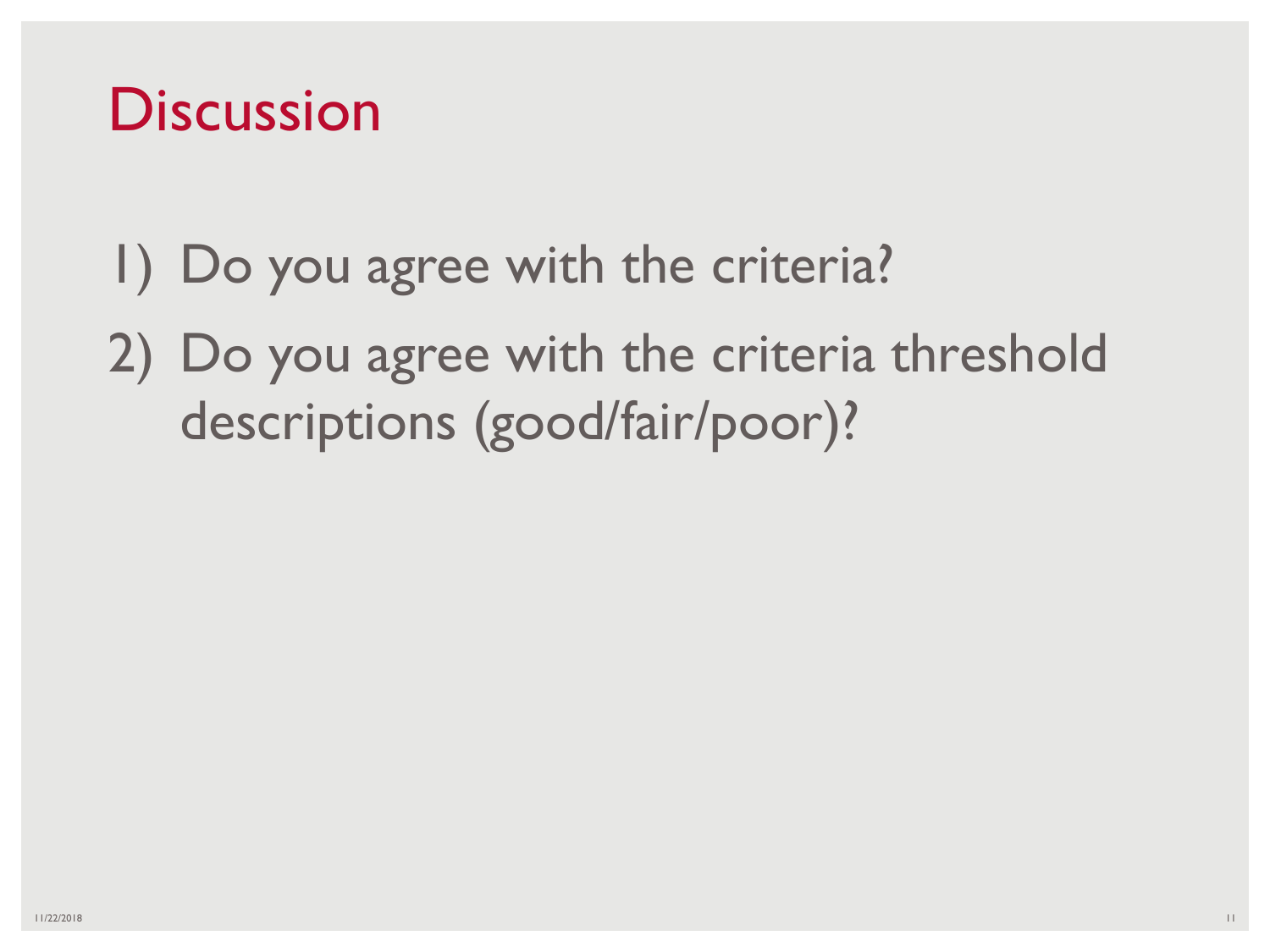# Discussion

1) Do you agree with the criteria?
2) Do you agree with the criteria threshold descriptions (good/fair/poor)?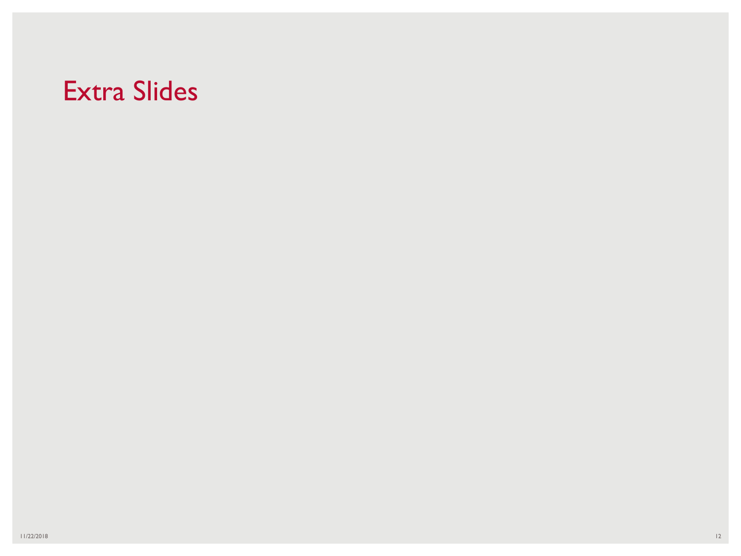# Extra Slides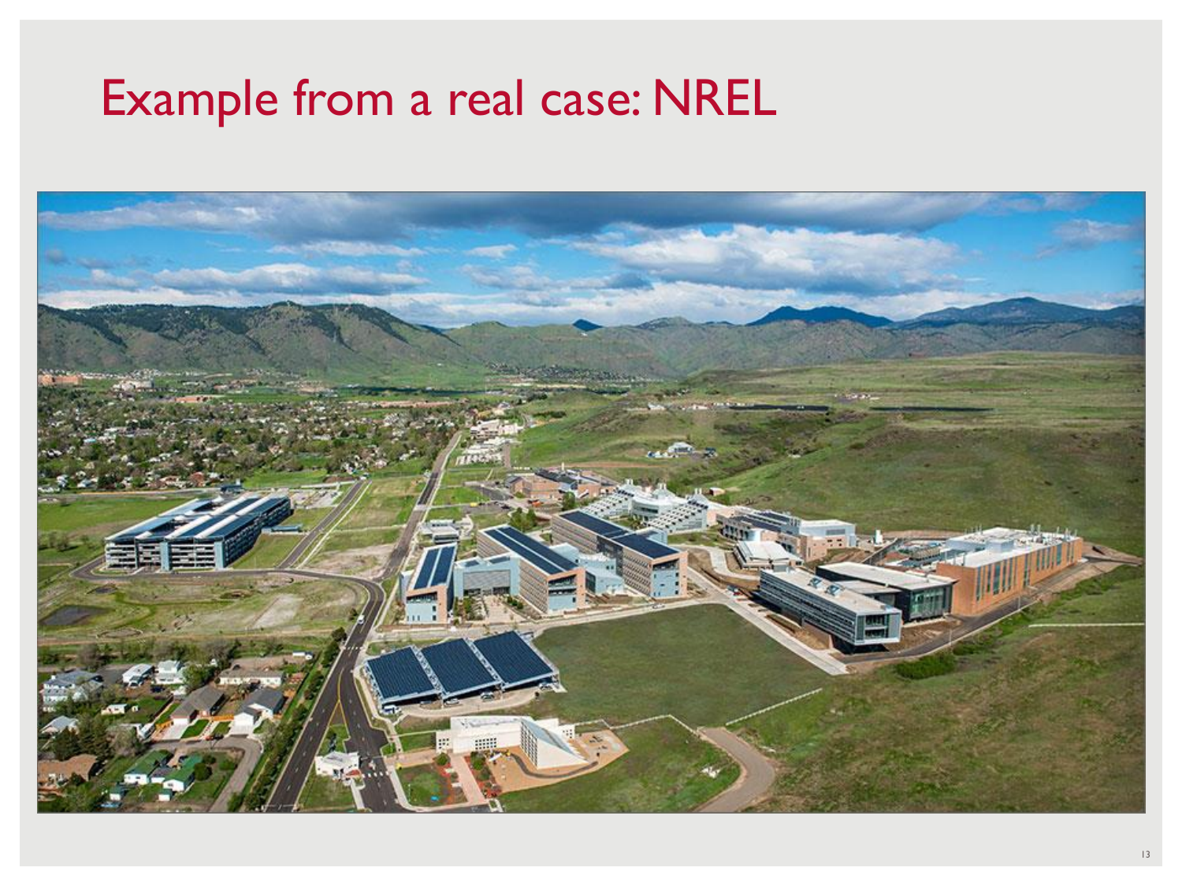# Example from a real case: NREL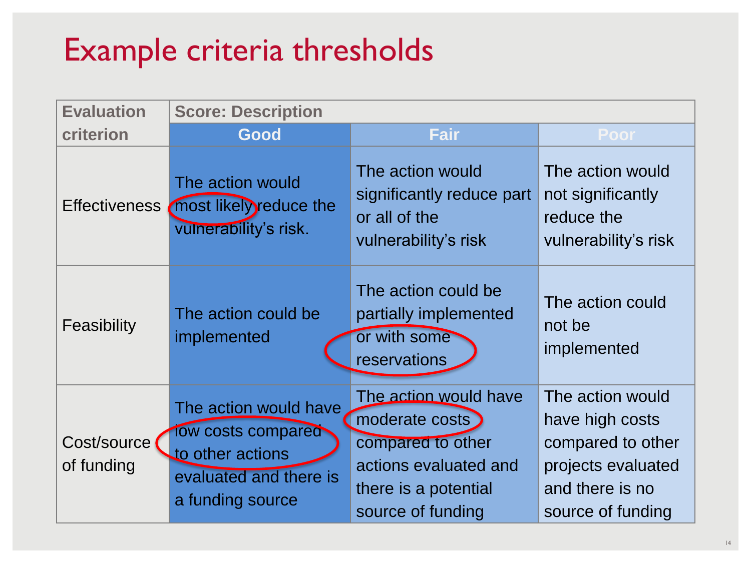# Example criteria thresholds

| Evaluation criterion | Score: Description | | |
|---|---|---|---|
| | Good | Fair | Poor |
| Effectiveness | The action would most likely reduce the vulnerability's risk. | The action would significantly reduce part or all of the vulnerability's risk | The action would not significantly reduce the vulnerability's risk |
| Feasibility | The action could be implemented | The action could be partially implemented or with some reservations | The action could not be implemented |
| Cost/source of funding | The action would have low costs compared to other actions evaluated and there is a funding source | The action would have moderate costs compared to other actions evaluated and there is a potential source of funding | The action would have high costs compared to other projects evaluated and there is no source of funding |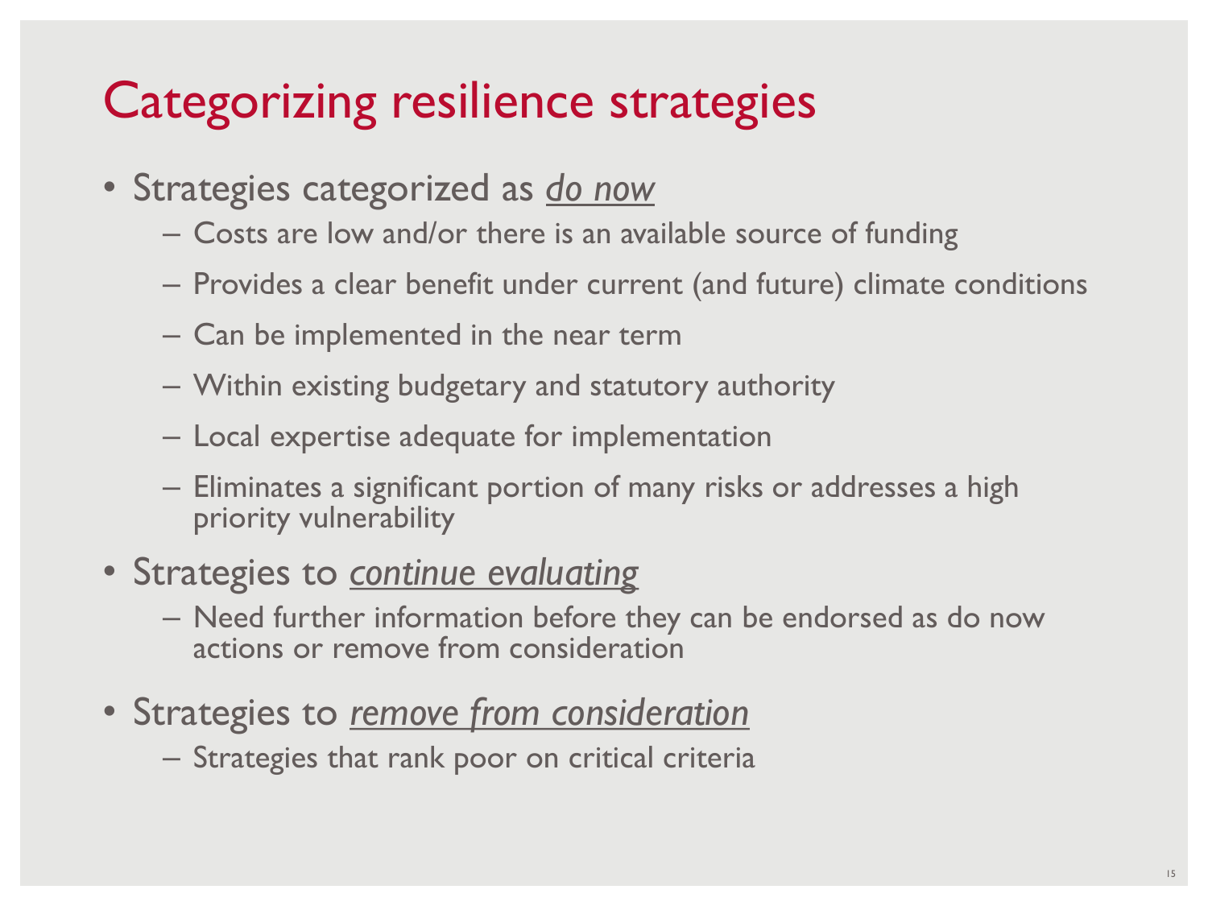# Categorizing resilience strategies

- Strategies categorized as *do now*
  - Costs are low and/or there is an available source of funding
  - Provides a clear benefit under current (and future) climate conditions
  - Can be implemented in the near term
  - Within existing budgetary and statutory authority
  - Local expertise adequate for implementation
  - Eliminates a significant portion of many risks or addresses a high priority vulnerability
- Strategies to *continue evaluating*
  - Need further information before they can be endorsed as do now actions or remove from consideration
- Strategies to *remove from consideration*
  - Strategies that rank poor on critical criteria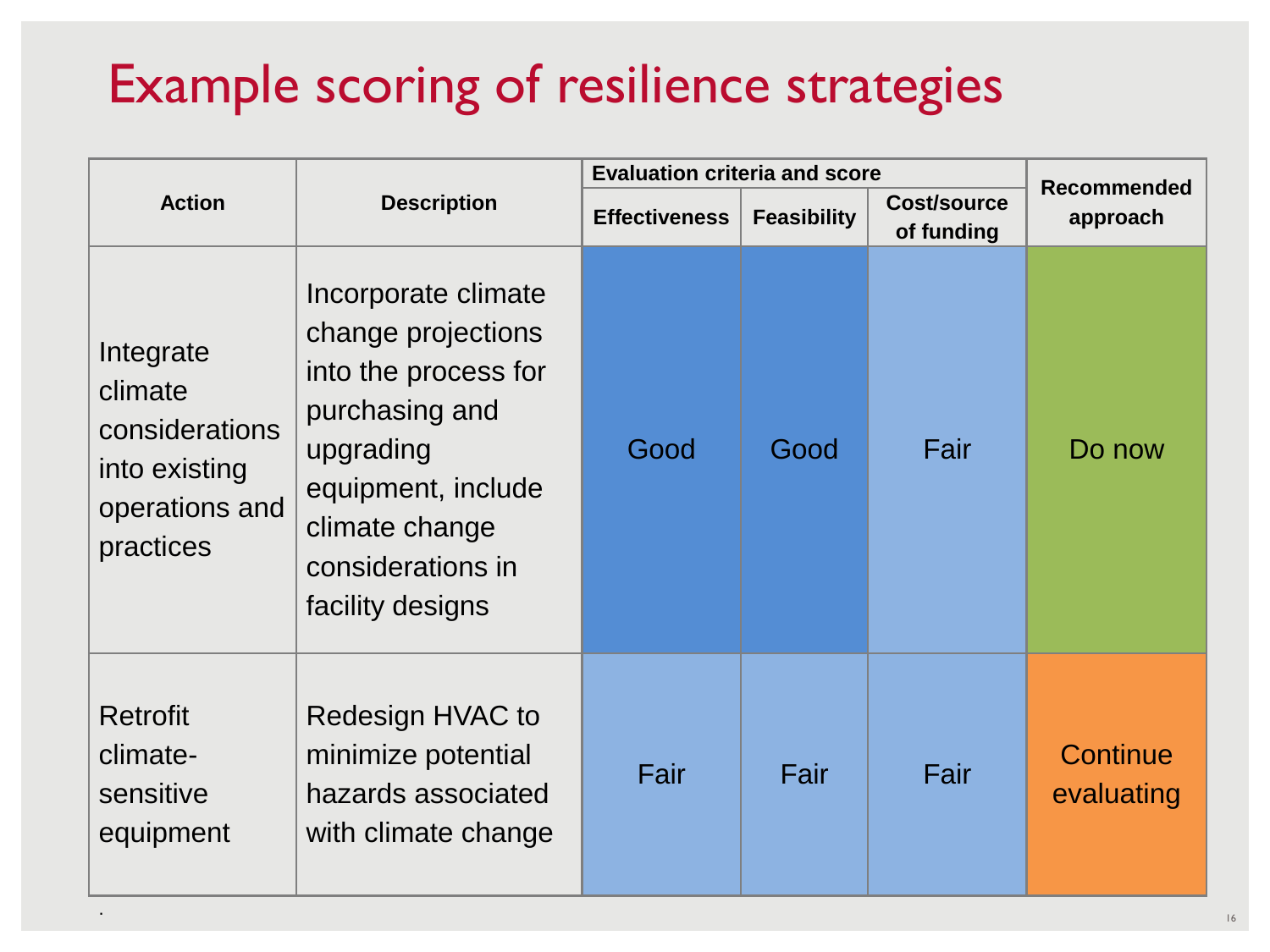# Example scoring of resilience strategies

| Action | Description | Evaluation criteria and score | | | Recommended approach |
|---|---|---|---|---|---|
| | | Effectiveness | Feasibility | Cost/source of funding | |
| Integrate climate considerations into existing operations and practices | Incorporate climate change projections into the process for purchasing and upgrading equipment, include climate change considerations in facility designs | Good | Good | Fair | Do now |
| Retrofit climate-sensitive equipment | Redesign HVAC to minimize potential hazards associated with climate change | Fair | Fair | Fair | Continue evaluating |